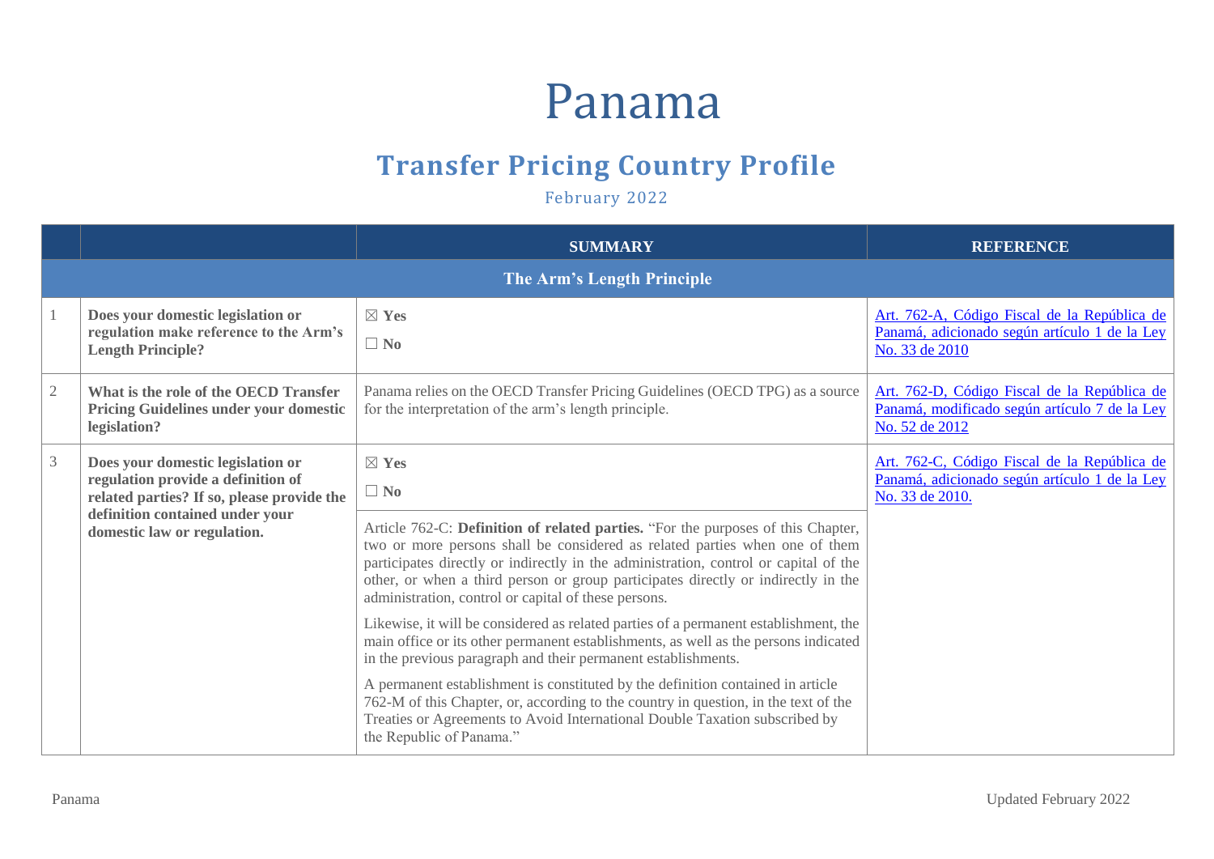# Panama

## Transfer Pricing Country Profile

February 2022

| | | SUMMARY | REFERENCE |
|---|---|---|---|
| **The Arm's Length Principle** | | | |
| 1 | **Does your domestic legislation or regulation make reference to the Arm's Length Principle?** | ☒ **Yes**<br>☐ **No** | Art. 762-A, Código Fiscal de la República de Panamá, adicionado según artículo 1 de la Ley No. 33 de 2010 |
| 2 | **What is the role of the OECD Transfer Pricing Guidelines under your domestic legislation?** | Panama relies on the OECD Transfer Pricing Guidelines (OECD TPG) as a source for the interpretation of the arm's length principle. | Art. 762-D, Código Fiscal de la República de Panamá, modificado según artículo 7 de la Ley No. 52 de 2012 |
| 3 | **Does your domestic legislation or regulation provide a definition of related parties? If so, please provide the definition contained under your domestic law or regulation.** | ☒ **Yes**<br>☐ **No**<br><br>Article 762-C: **Definition of related parties.** "For the purposes of this Chapter, two or more persons shall be considered as related parties when one of them participates directly or indirectly in the administration, control or capital of the other, or when a third person or group participates directly or indirectly in the administration, control or capital of these persons.<br><br>Likewise, it will be considered as related parties of a permanent establishment, the main office or its other permanent establishments, as well as the persons indicated in the previous paragraph and their permanent establishments.<br><br>A permanent establishment is constituted by the definition contained in article 762-M of this Chapter, or, according to the country in question, in the text of the Treaties or Agreements to Avoid International Double Taxation subscribed by the Republic of Panama." | Art. 762-C, Código Fiscal de la República de Panamá, adicionado según artículo 1 de la Ley No. 33 de 2010. |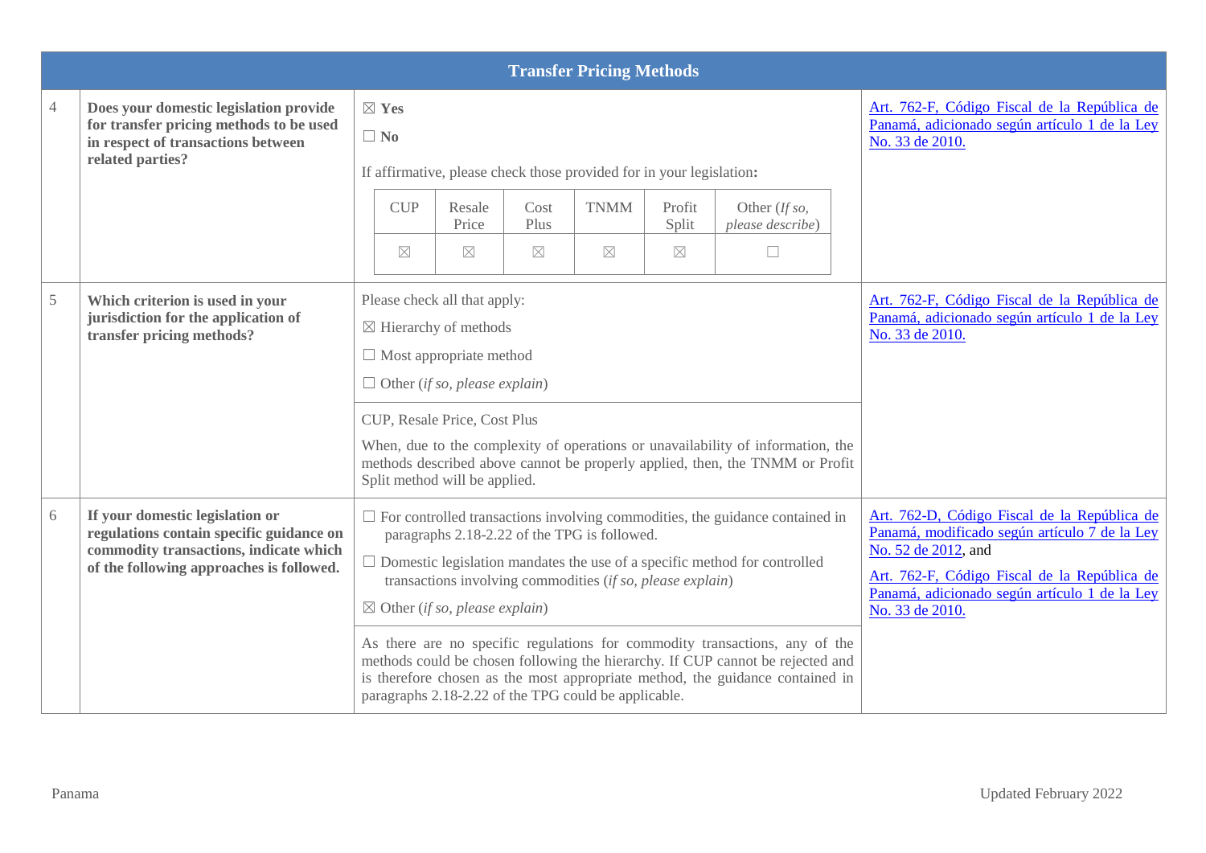| | Transfer Pricing Methods | | |
|---|---|---|---|
| 4 | **Does your domestic legislation provide for transfer pricing methods to be used in respect of transactions between related parties?** | ☒ **Yes**<br>☐ **No**<br>If affirmative, please check those provided for in your legislation**:**<br><br>CUP: ☒ · Resale Price: ☒ · Cost Plus: ☒ · TNMM: ☒ · Profit Split: ☒ · Other (*If so, please describe*): ☐ | Art. 762-F, Código Fiscal de la República de Panamá, adicionado según artículo 1 de la Ley No. 33 de 2010. |
| 5 | **Which criterion is used in your jurisdiction for the application of transfer pricing methods?** | Please check all that apply:<br>☒ Hierarchy of methods<br>☐ Most appropriate method<br>☐ Other (*if so, please explain*)<br><br>CUP, Resale Price, Cost Plus<br>When, due to the complexity of operations or unavailability of information, the methods described above cannot be properly applied, then, the TNMM or Profit Split method will be applied. | Art. 762-F, Código Fiscal de la República de Panamá, adicionado según artículo 1 de la Ley No. 33 de 2010. |
| 6 | **If your domestic legislation or regulations contain specific guidance on commodity transactions, indicate which of the following approaches is followed.** | ☐ For controlled transactions involving commodities, the guidance contained in paragraphs 2.18-2.22 of the TPG is followed.<br>☐ Domestic legislation mandates the use of a specific method for controlled transactions involving commodities (*if so, please explain*)<br>☒ Other (*if so, please explain*)<br><br>As there are no specific regulations for commodity transactions, any of the methods could be chosen following the hierarchy. If CUP cannot be rejected and is therefore chosen as the most appropriate method, the guidance contained in paragraphs 2.18-2.22 of the TPG could be applicable. | Art. 762-D, Código Fiscal de la República de Panamá, modificado según artículo 7 de la Ley No. 52 de 2012, and<br>Art. 762-F, Código Fiscal de la República de Panamá, adicionado según artículo 1 de la Ley No. 33 de 2010. |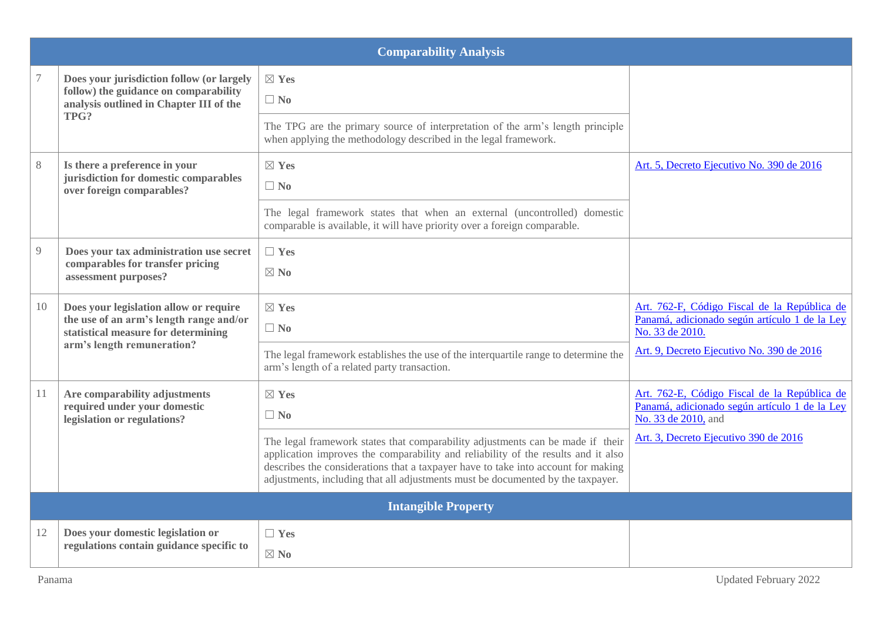| | Comparability Analysis | | |
|---|---|---|---|
| 7 | **Does your jurisdiction follow (or largely follow) the guidance on comparability analysis outlined in Chapter III of the TPG?** | ☒ **Yes**<br>☐ **No**<br><br>The TPG are the primary source of interpretation of the arm's length principle when applying the methodology described in the legal framework. | |
| 8 | **Is there a preference in your jurisdiction for domestic comparables over foreign comparables?** | ☒ **Yes**<br>☐ **No**<br><br>The legal framework states that when an external (uncontrolled) domestic comparable is available, it will have priority over a foreign comparable. | Art. 5, Decreto Ejecutivo No. 390 de 2016 |
| 9 | **Does your tax administration use secret comparables for transfer pricing assessment purposes?** | ☐ **Yes**<br>☒ **No** | |
| 10 | **Does your legislation allow or require the use of an arm's length range and/or statistical measure for determining arm's length remuneration?** | ☒ **Yes**<br>☐ **No**<br><br>The legal framework establishes the use of the interquartile range to determine the arm's length of a related party transaction. | Art. 762-F, Código Fiscal de la República de Panamá, adicionado según artículo 1 de la Ley No. 33 de 2010.<br><br>Art. 9, Decreto Ejecutivo No. 390 de 2016 |
| 11 | **Are comparability adjustments required under your domestic legislation or regulations?** | ☒ **Yes**<br>☐ **No**<br><br>The legal framework states that comparability adjustments can be made if their application improves the comparability and reliability of the results and it also describes the considerations that a taxpayer have to take into account for making adjustments, including that all adjustments must be documented by the taxpayer. | Art. 762-E, Código Fiscal de la República de Panamá, adicionado según artículo 1 de la Ley No. 33 de 2010, and<br><br>Art. 3, Decreto Ejecutivo 390 de 2016 |
| | **Intangible Property** | | |
| 12 | **Does your domestic legislation or regulations contain guidance specific to** | ☐ **Yes**<br>☒ **No** | |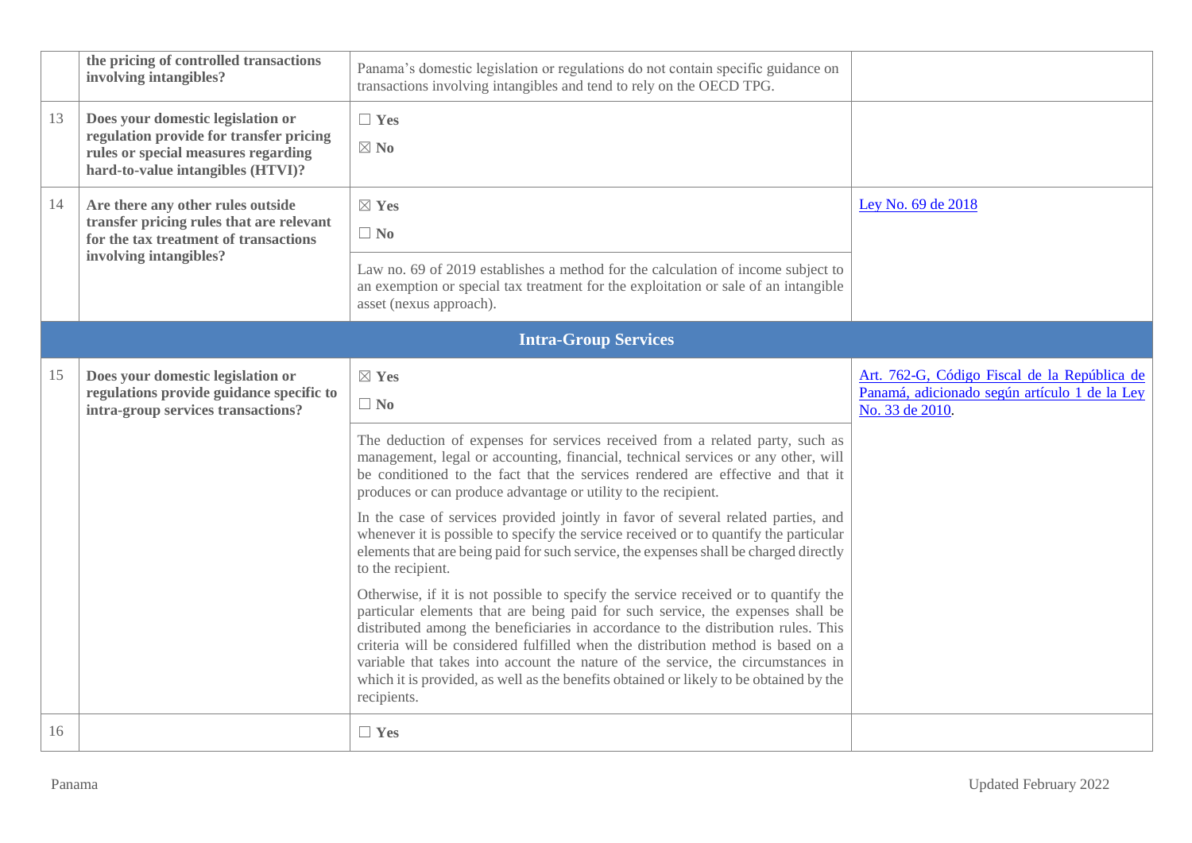|  | **the pricing of controlled transactions involving intangibles?** | Panama's domestic legislation or regulations do not contain specific guidance on transactions involving intangibles and tend to rely on the OECD TPG. |  |
|---|---|---|---|
| 13 | **Does your domestic legislation or regulation provide for transfer pricing rules or special measures regarding hard-to-value intangibles (HTVI)?** | ☐ **Yes**<br>☒ **No** |  |
| 14 | **Are there any other rules outside transfer pricing rules that are relevant for the tax treatment of transactions involving intangibles?** | ☒ **Yes**<br>☐ **No**<br><br>Law no. 69 of 2019 establishes a method for the calculation of income subject to an exemption or special tax treatment for the exploitation or sale of an intangible asset (nexus approach). | Ley No. 69 de 2018 |
| **Intra-Group Services** |  |  |  |
| 15 | **Does your domestic legislation or regulations provide guidance specific to intra-group services transactions?** | ☒ **Yes**<br>☐ **No**<br><br>The deduction of expenses for services received from a related party, such as management, legal or accounting, financial, technical services or any other, will be conditioned to the fact that the services rendered are effective and that it produces or can produce advantage or utility to the recipient.<br><br>In the case of services provided jointly in favor of several related parties, and whenever it is possible to specify the service received or to quantify the particular elements that are being paid for such service, the expenses shall be charged directly to the recipient.<br><br>Otherwise, if it is not possible to specify the service received or to quantify the particular elements that are being paid for such service, the expenses shall be distributed among the beneficiaries in accordance to the distribution rules. This criteria will be considered fulfilled when the distribution method is based on a variable that takes into account the nature of the service, the circumstances in which it is provided, as well as the benefits obtained or likely to be obtained by the recipients. | Art. 762-G, Código Fiscal de la República de Panamá, adicionado según artículo 1 de la Ley No. 33 de 2010. |
| 16 |  | ☐ **Yes** |  |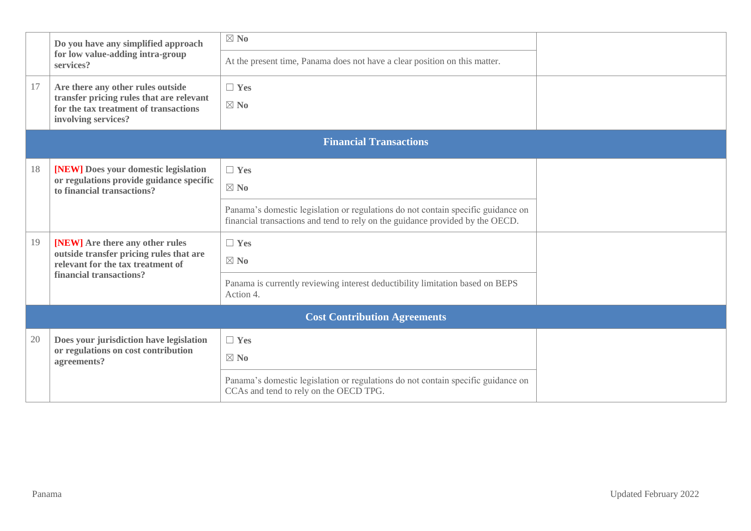| | | | |
|---|---|---|---|
| | **Do you have any simplified approach for low value-adding intra-group services?** | ☒ **No**<br><br>At the present time, Panama does not have a clear position on this matter. | |
| 17 | **Are there any other rules outside transfer pricing rules that are relevant for the tax treatment of transactions involving services?** | ☐ **Yes**<br>☒ **No** | |
| **Financial Transactions** | | | |
| 18 | **[NEW] Does your domestic legislation or regulations provide guidance specific to financial transactions?** | ☐ **Yes**<br>☒ **No**<br><br>Panama's domestic legislation or regulations do not contain specific guidance on financial transactions and tend to rely on the guidance provided by the OECD. | |
| 19 | **[NEW] Are there any other rules outside transfer pricing rules that are relevant for the tax treatment of financial transactions?** | ☐ **Yes**<br>☒ **No**<br><br>Panama is currently reviewing interest deductibility limitation based on BEPS Action 4. | |
| **Cost Contribution Agreements** | | | |
| 20 | **Does your jurisdiction have legislation or regulations on cost contribution agreements?** | ☐ **Yes**<br>☒ **No**<br><br>Panama's domestic legislation or regulations do not contain specific guidance on CCAs and tend to rely on the OECD TPG. | |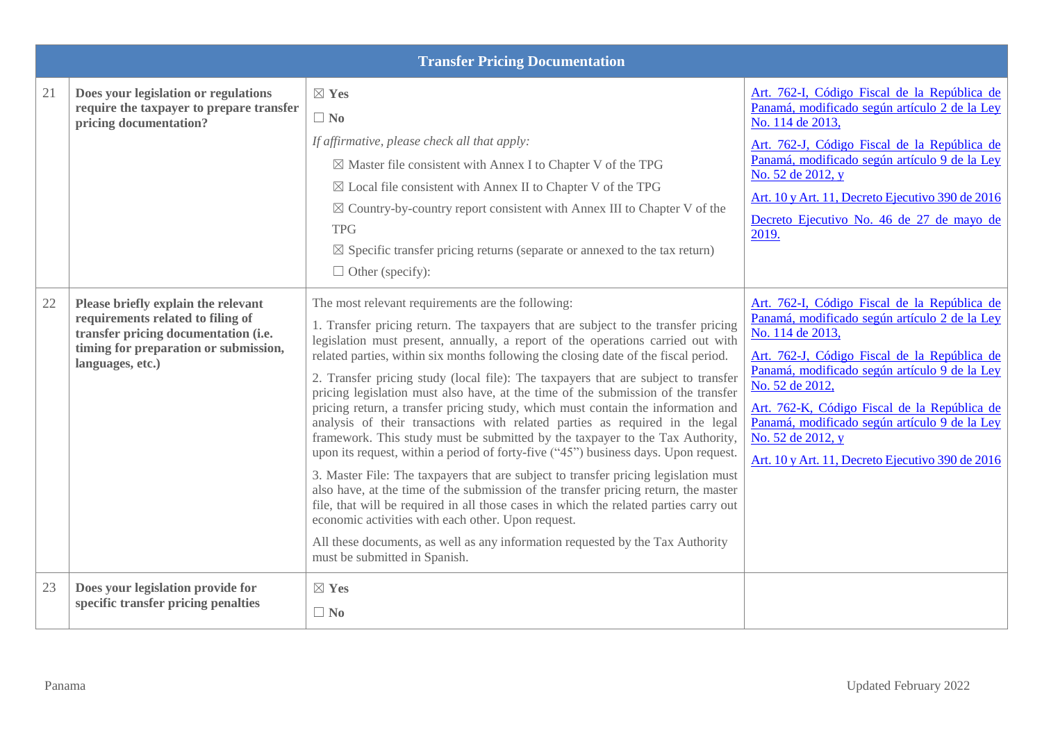| | Transfer Pricing Documentation | | |
|---|---|---|---|
| 21 | **Does your legislation or regulations require the taxpayer to prepare transfer pricing documentation?** | ☒ **Yes**<br>☐ **No**<br>*If affirmative, please check all that apply:*<br>☒ Master file consistent with Annex I to Chapter V of the TPG<br>☒ Local file consistent with Annex II to Chapter V of the TPG<br>☒ Country-by-country report consistent with Annex III to Chapter V of the TPG<br>☒ Specific transfer pricing returns (separate or annexed to the tax return)<br>☐ Other (specify): | Art. 762-I, Código Fiscal de la República de Panamá, modificado según artículo 2 de la Ley No. 114 de 2013,<br>Art. 762-J, Código Fiscal de la República de Panamá, modificado según artículo 9 de la Ley No. 52 de 2012, y<br>Art. 10 y Art. 11, Decreto Ejecutivo 390 de 2016<br>Decreto Ejecutivo No. 46 de 27 de mayo de 2019. |
| 22 | **Please briefly explain the relevant requirements related to filing of transfer pricing documentation (i.e. timing for preparation or submission, languages, etc.)** | The most relevant requirements are the following:<br>1. Transfer pricing return. The taxpayers that are subject to the transfer pricing legislation must present, annually, a report of the operations carried out with related parties, within six months following the closing date of the fiscal period.<br>2. Transfer pricing study (local file): The taxpayers that are subject to transfer pricing legislation must also have, at the time of the submission of the transfer pricing return, a transfer pricing study, which must contain the information and analysis of their transactions with related parties as required in the legal framework. This study must be submitted by the taxpayer to the Tax Authority, upon its request, within a period of forty-five ("45") business days. Upon request.<br>3. Master File: The taxpayers that are subject to transfer pricing legislation must also have, at the time of the submission of the transfer pricing return, the master file, that will be required in all those cases in which the related parties carry out economic activities with each other. Upon request.<br>All these documents, as well as any information requested by the Tax Authority must be submitted in Spanish. | Art. 762-I, Código Fiscal de la República de Panamá, modificado según artículo 2 de la Ley No. 114 de 2013,<br>Art. 762-J, Código Fiscal de la República de Panamá, modificado según artículo 9 de la Ley No. 52 de 2012,<br>Art. 762-K, Código Fiscal de la República de Panamá, modificado según artículo 9 de la Ley No. 52 de 2012, y<br>Art. 10 y Art. 11, Decreto Ejecutivo 390 de 2016 |
| 23 | **Does your legislation provide for specific transfer pricing penalties** | ☒ **Yes**<br>☐ **No** | |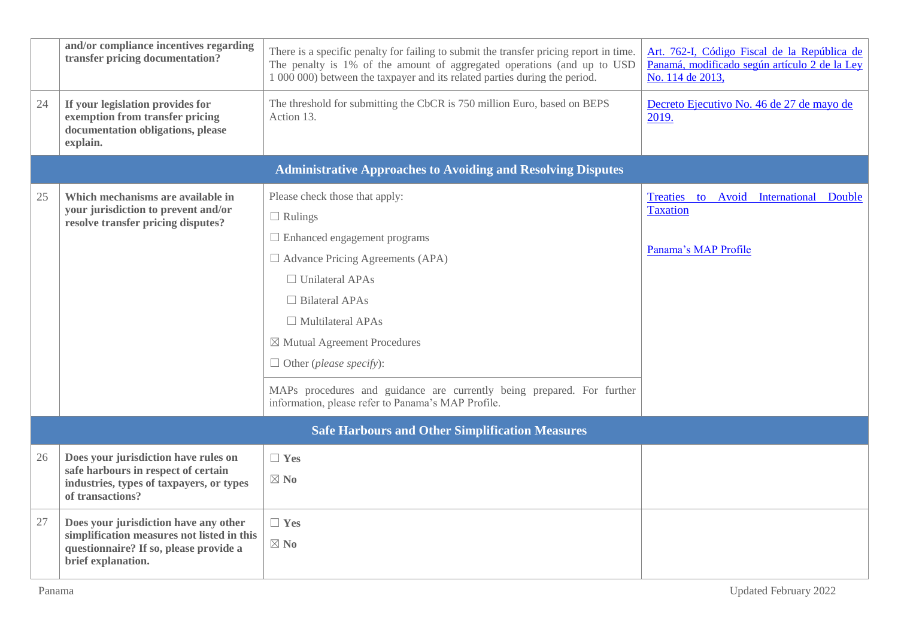| | | | |
|---|---|---|---|
| | **and/or compliance incentives regarding transfer pricing documentation?** | There is a specific penalty for failing to submit the transfer pricing report in time. The penalty is 1% of the amount of aggregated operations (and up to USD 1 000 000) between the taxpayer and its related parties during the period. | Art. 762-I, Código Fiscal de la República de Panamá, modificado según artículo 2 de la Ley No. 114 de 2013, |
| 24 | **If your legislation provides for exemption from transfer pricing documentation obligations, please explain.** | The threshold for submitting the CbCR is 750 million Euro, based on BEPS Action 13. | Decreto Ejecutivo No. 46 de 27 de mayo de 2019. |
| | **Administrative Approaches to Avoiding and Resolving Disputes** | | |
| 25 | **Which mechanisms are available in your jurisdiction to prevent and/or resolve transfer pricing disputes?** | Please check those that apply:<br>☐ Rulings<br>☐ Enhanced engagement programs<br>☐ Advance Pricing Agreements (APA)<br>☐ Unilateral APAs<br>☐ Bilateral APAs<br>☐ Multilateral APAs<br>☒ Mutual Agreement Procedures<br>☐ Other (*please specify*):<br><br>MAPs procedures and guidance are currently being prepared. For further information, please refer to Panama's MAP Profile. | Treaties to Avoid International Double Taxation<br><br>Panama's MAP Profile |
| | **Safe Harbours and Other Simplification Measures** | | |
| 26 | **Does your jurisdiction have rules on safe harbours in respect of certain industries, types of taxpayers, or types of transactions?** | ☐ **Yes**<br>☒ **No** | |
| 27 | **Does your jurisdiction have any other simplification measures not listed in this questionnaire? If so, please provide a brief explanation.** | ☐ **Yes**<br>☒ **No** | |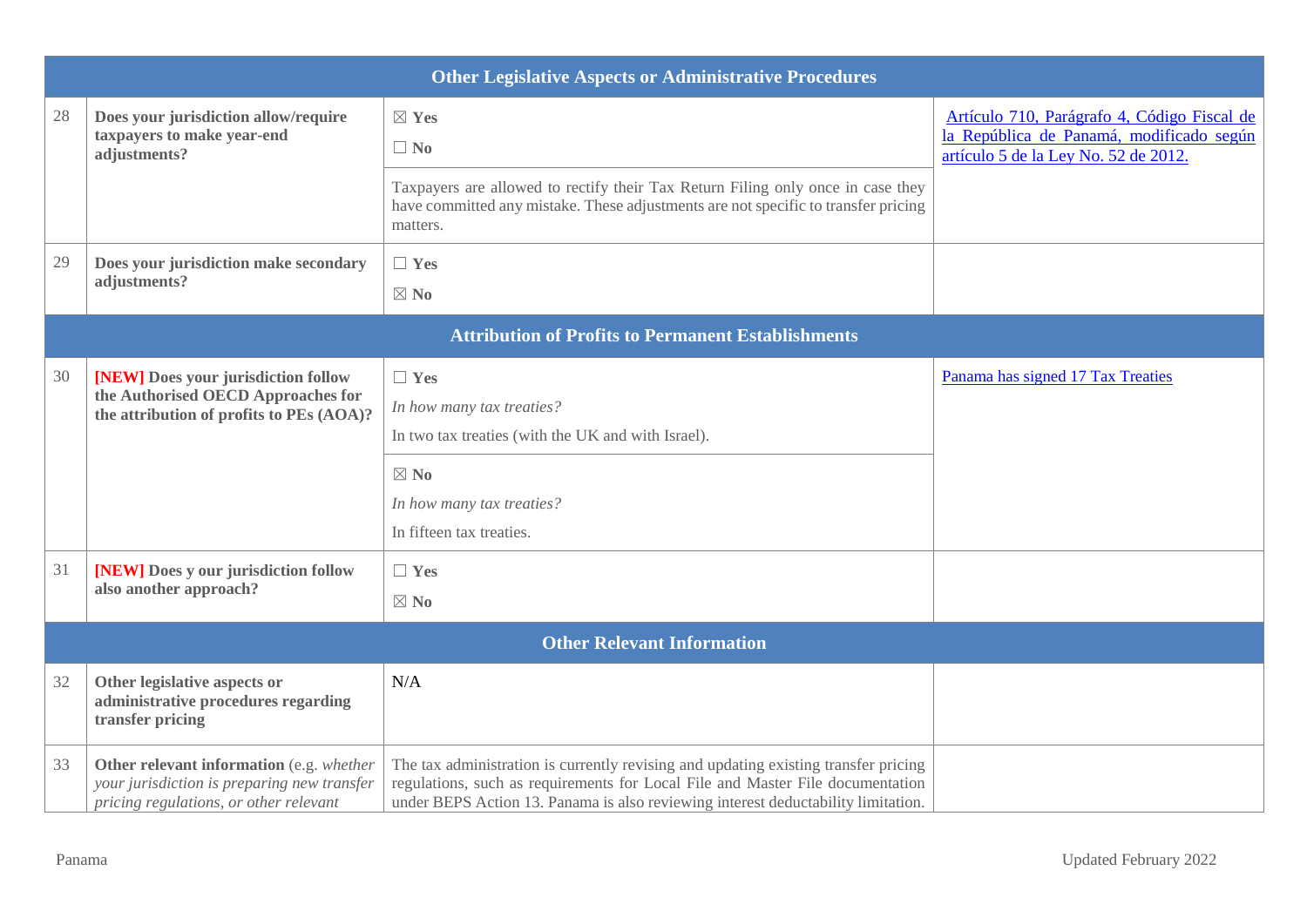| | | | |
|---|---|---|---|
| **Other Legislative Aspects or Administrative Procedures** | | | |
| 28 | **Does your jurisdiction allow/require taxpayers to make year-end adjustments?** | ☒ **Yes**<br>☐ **No**<br><br>Taxpayers are allowed to rectify their Tax Return Filing only once in case they have committed any mistake. These adjustments are not specific to transfer pricing matters. | Artículo 710, Parágrafo 4, Código Fiscal de la República de Panamá, modificado según artículo 5 de la Ley No. 52 de 2012. |
| 29 | **Does your jurisdiction make secondary adjustments?** | ☐ **Yes**<br>☒ **No** | |
| **Attribution of Profits to Permanent Establishments** | | | |
| 30 | **[NEW] Does your jurisdiction follow the Authorised OECD Approaches for the attribution of profits to PEs (AOA)?** | ☐ **Yes**<br>*In how many tax treaties?*<br>In two tax treaties (with the UK and with Israel).<br><br>☒ **No**<br>*In how many tax treaties?*<br>In fifteen tax treaties. | Panama has signed 17 Tax Treaties |
| 31 | **[NEW] Does y our jurisdiction follow also another approach?** | ☐ **Yes**<br>☒ **No** | |
| **Other Relevant Information** | | | |
| 32 | **Other legislative aspects or administrative procedures regarding transfer pricing** | N/A | |
| 33 | **Other relevant information** (e.g. *whether your jurisdiction is preparing new transfer pricing regulations, or other relevant* | The tax administration is currently revising and updating existing transfer pricing regulations, such as requirements for Local File and Master File documentation under BEPS Action 13. Panama is also reviewing interest deductability limitation. | |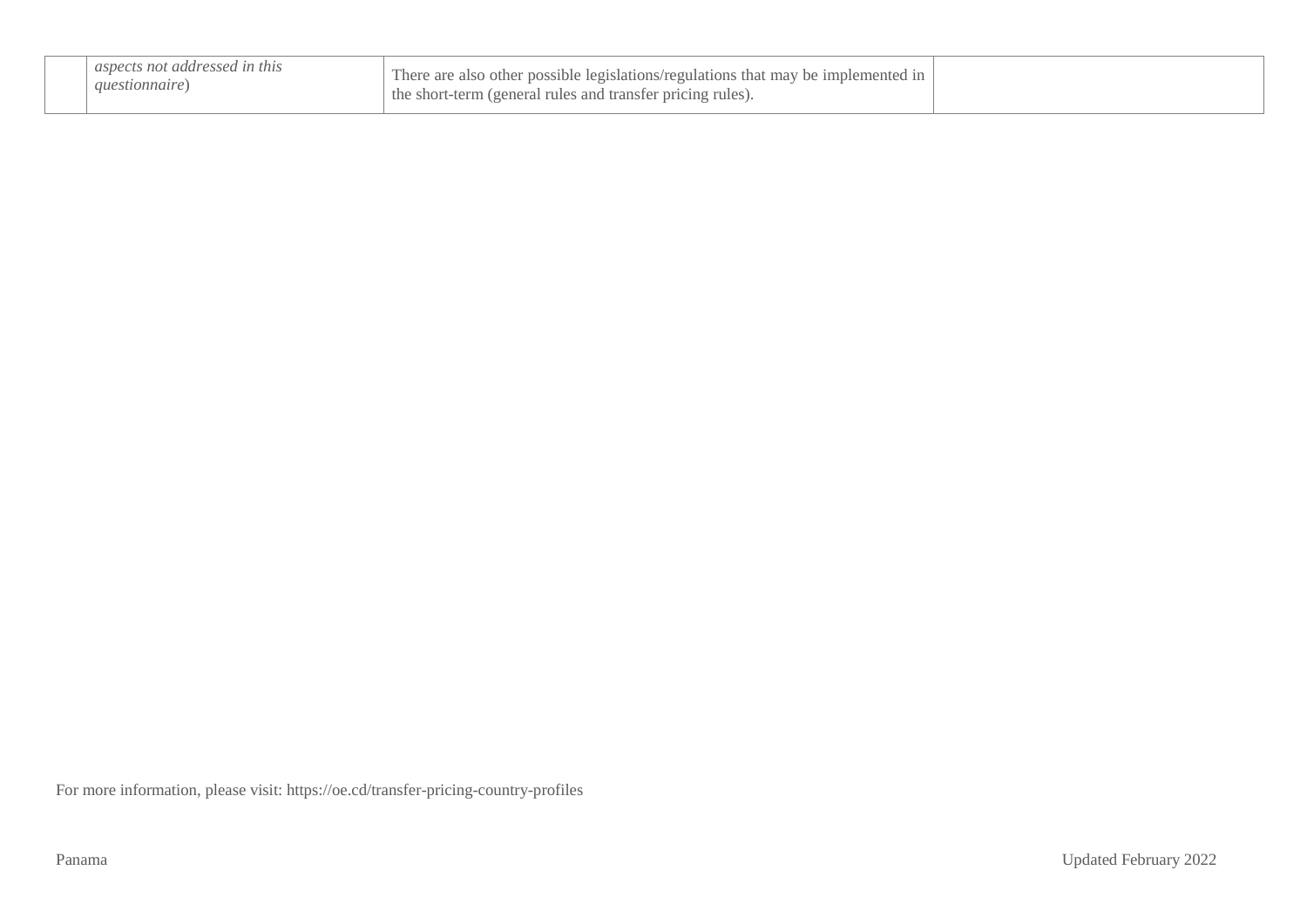| | | | |
|---|---|---|---|
| | *aspects not addressed in this questionnaire*) | There are also other possible legislations/regulations that may be implemented in the short-term (general rules and transfer pricing rules). | |

For more information, please visit: https://oe.cd/transfer-pricing-country-profiles